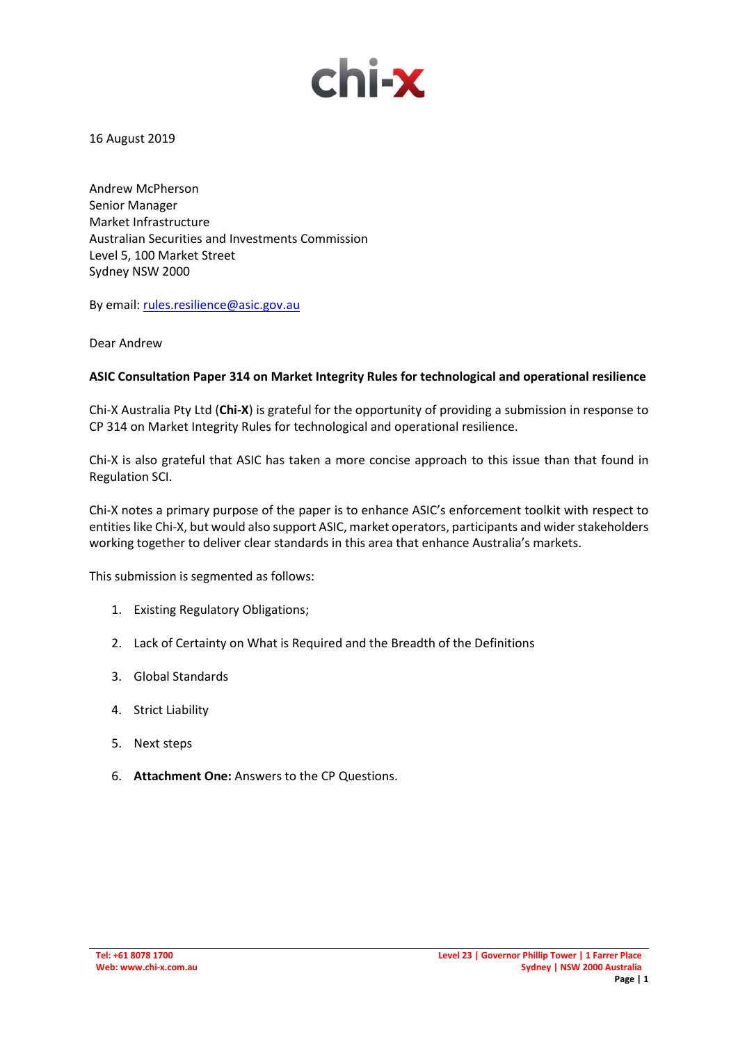chi-x

16 August 2019

Andrew McPherson
Senior Manager
Market Infrastructure
Australian Securities and Investments Commission
Level 5, 100 Market Street
Sydney NSW 2000

By email: rules.resilience@asic.gov.au

Dear Andrew

**ASIC Consultation Paper 314 on Market Integrity Rules for technological and operational resilience**

Chi-X Australia Pty Ltd (**Chi-X**) is grateful for the opportunity of providing a submission in response to CP 314 on Market Integrity Rules for technological and operational resilience.

Chi-X is also grateful that ASIC has taken a more concise approach to this issue than that found in Regulation SCI.

Chi-X notes a primary purpose of the paper is to enhance ASIC's enforcement toolkit with respect to entities like Chi-X, but would also support ASIC, market operators, participants and wider stakeholders working together to deliver clear standards in this area that enhance Australia's markets.

This submission is segmented as follows:

1. Existing Regulatory Obligations;
2. Lack of Certainty on What is Required and the Breadth of the Definitions
3. Global Standards
4. Strict Liability
5. Next steps
6. **Attachment One:** Answers to the CP Questions.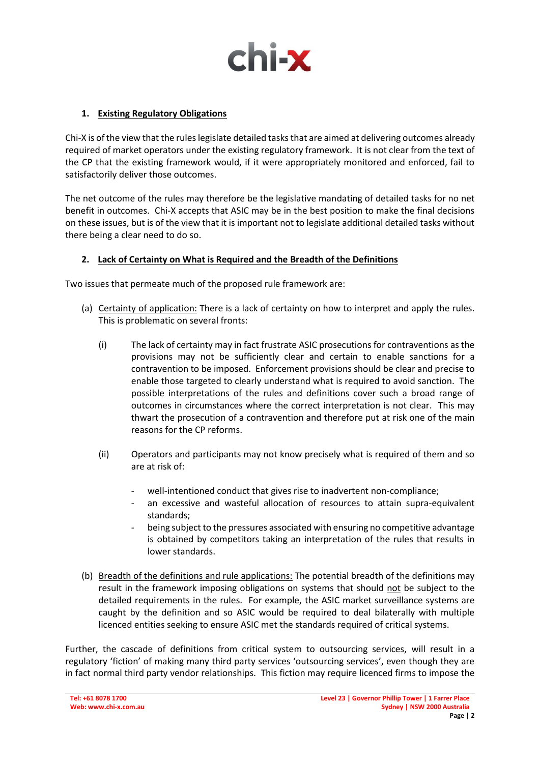## 1. Existing Regulatory Obligations

Chi-X is of the view that the rules legislate detailed tasks that are aimed at delivering outcomes already required of market operators under the existing regulatory framework. It is not clear from the text of the CP that the existing framework would, if it were appropriately monitored and enforced, fail to satisfactorily deliver those outcomes.

The net outcome of the rules may therefore be the legislative mandating of detailed tasks for no net benefit in outcomes. Chi-X accepts that ASIC may be in the best position to make the final decisions on these issues, but is of the view that it is important not to legislate additional detailed tasks without there being a clear need to do so.

## 2. Lack of Certainty on What is Required and the Breadth of the Definitions

Two issues that permeate much of the proposed rule framework are:

(a) Certainty of application: There is a lack of certainty on how to interpret and apply the rules. This is problematic on several fronts:

(i) The lack of certainty may in fact frustrate ASIC prosecutions for contraventions as the provisions may not be sufficiently clear and certain to enable sanctions for a contravention to be imposed. Enforcement provisions should be clear and precise to enable those targeted to clearly understand what is required to avoid sanction. The possible interpretations of the rules and definitions cover such a broad range of outcomes in circumstances where the correct interpretation is not clear. This may thwart the prosecution of a contravention and therefore put at risk one of the main reasons for the CP reforms.

(ii) Operators and participants may not know precisely what is required of them and so are at risk of:

- well-intentioned conduct that gives rise to inadvertent non-compliance;
- an excessive and wasteful allocation of resources to attain supra-equivalent standards;
- being subject to the pressures associated with ensuring no competitive advantage is obtained by competitors taking an interpretation of the rules that results in lower standards.

(b) Breadth of the definitions and rule applications: The potential breadth of the definitions may result in the framework imposing obligations on systems that should not be subject to the detailed requirements in the rules. For example, the ASIC market surveillance systems are caught by the definition and so ASIC would be required to deal bilaterally with multiple licenced entities seeking to ensure ASIC met the standards required of critical systems.

Further, the cascade of definitions from critical system to outsourcing services, will result in a regulatory 'fiction' of making many third party services 'outsourcing services', even though they are in fact normal third party vendor relationships. This fiction may require licenced firms to impose the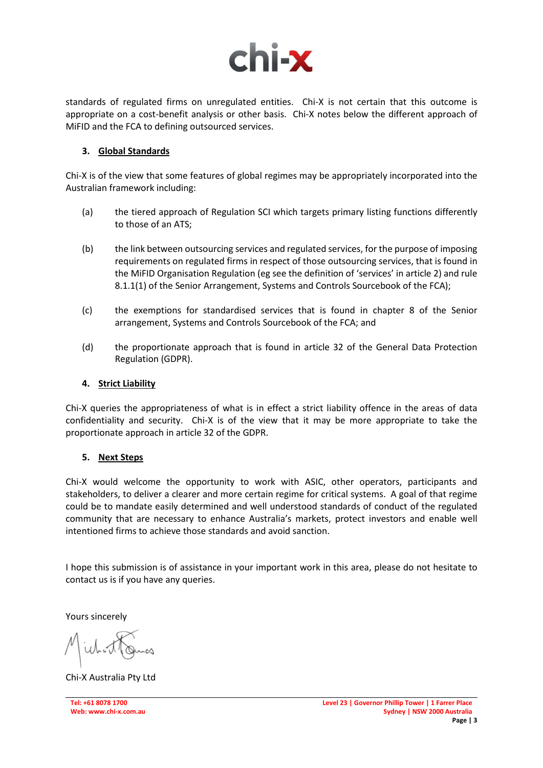standards of regulated firms on unregulated entities. Chi-X is not certain that this outcome is appropriate on a cost-benefit analysis or other basis. Chi-X notes below the different approach of MiFID and the FCA to defining outsourced services.

## 3. Global Standards

Chi-X is of the view that some features of global regimes may be appropriately incorporated into the Australian framework including:

(a) the tiered approach of Regulation SCI which targets primary listing functions differently to those of an ATS;

(b) the link between outsourcing services and regulated services, for the purpose of imposing requirements on regulated firms in respect of those outsourcing services, that is found in the MiFID Organisation Regulation (eg see the definition of 'services' in article 2) and rule 8.1.1(1) of the Senior Arrangement, Systems and Controls Sourcebook of the FCA);

(c) the exemptions for standardised services that is found in chapter 8 of the Senior arrangement, Systems and Controls Sourcebook of the FCA; and

(d) the proportionate approach that is found in article 32 of the General Data Protection Regulation (GDPR).

## 4. Strict Liability

Chi-X queries the appropriateness of what is in effect a strict liability offence in the areas of data confidentiality and security. Chi-X is of the view that it may be more appropriate to take the proportionate approach in article 32 of the GDPR.

## 5. Next Steps

Chi-X would welcome the opportunity to work with ASIC, other operators, participants and stakeholders, to deliver a clearer and more certain regime for critical systems. A goal of that regime could be to mandate easily determined and well understood standards of conduct of the regulated community that are necessary to enhance Australia's markets, protect investors and enable well intentioned firms to achieve those standards and avoid sanction.

I hope this submission is of assistance in your important work in this area, please do not hesitate to contact us is if you have any queries.

Yours sincerely

Chi-X Australia Pty Ltd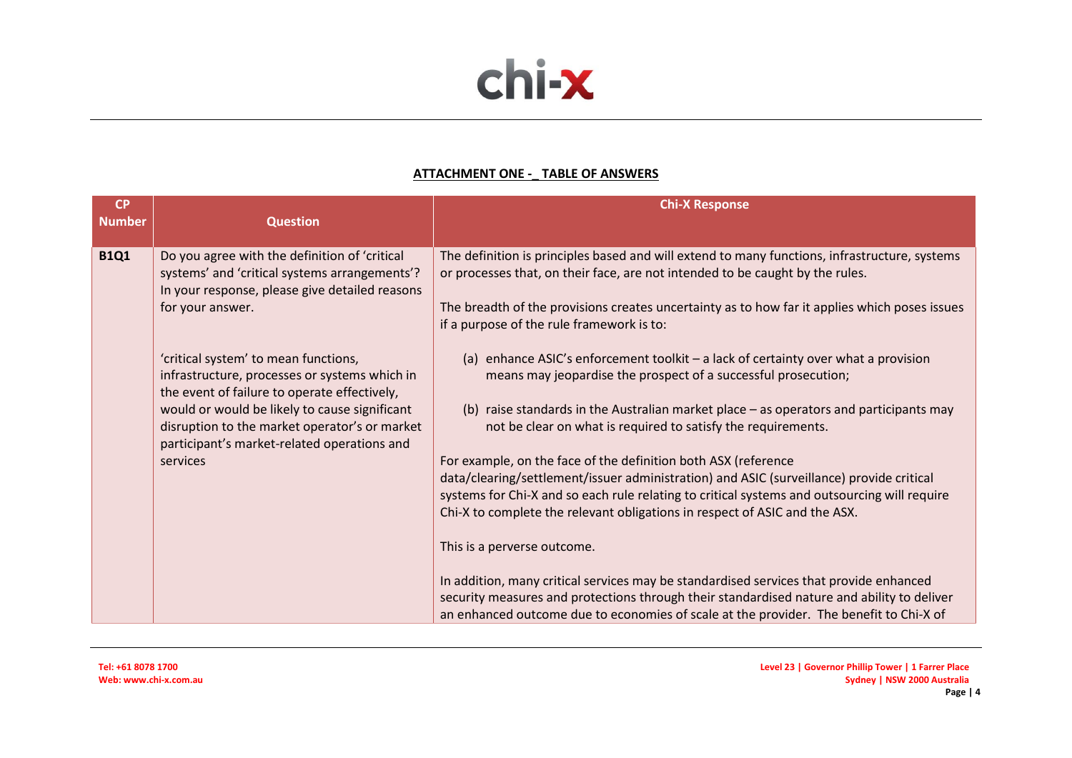**ATTACHMENT ONE -_ TABLE OF ANSWERS**

| CP Number | Question | Chi-X Response |
|---|---|---|
| **B1Q1** | Do you agree with the definition of 'critical systems' and 'critical systems arrangements'? In your response, please give detailed reasons for your answer.<br><br>'critical system' to mean functions, infrastructure, processes or systems which in the event of failure to operate effectively, would or would be likely to cause significant disruption to the market operator's or market participant's market-related operations and services | The definition is principles based and will extend to many functions, infrastructure, systems or processes that, on their face, are not intended to be caught by the rules.<br><br>The breadth of the provisions creates uncertainty as to how far it applies which poses issues if a purpose of the rule framework is to:<br><br>(a) enhance ASIC's enforcement toolkit – a lack of certainty over what a provision means may jeopardise the prospect of a successful prosecution;<br><br>(b) raise standards in the Australian market place – as operators and participants may not be clear on what is required to satisfy the requirements.<br><br>For example, on the face of the definition both ASX (reference data/clearing/settlement/issuer administration) and ASIC (surveillance) provide critical systems for Chi-X and so each rule relating to critical systems and outsourcing will require Chi-X to complete the relevant obligations in respect of ASIC and the ASX.<br><br>This is a perverse outcome.<br><br>In addition, many critical services may be standardised services that provide enhanced security measures and protections through their standardised nature and ability to deliver an enhanced outcome due to economies of scale at the provider. The benefit to Chi-X of |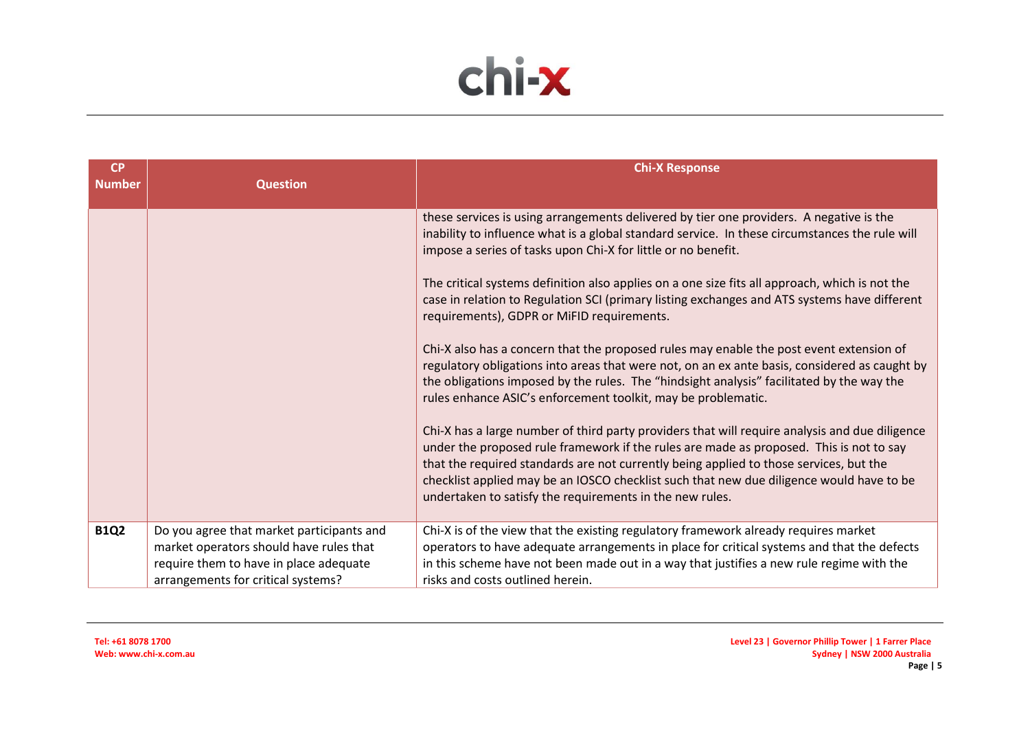| CP Number | Question | Chi-X Response |
|---|---|---|
| | | these services is using arrangements delivered by tier one providers. A negative is the inability to influence what is a global standard service. In these circumstances the rule will impose a series of tasks upon Chi-X for little or no benefit.<br><br>The critical systems definition also applies on a one size fits all approach, which is not the case in relation to Regulation SCI (primary listing exchanges and ATS systems have different requirements), GDPR or MiFID requirements.<br><br>Chi-X also has a concern that the proposed rules may enable the post event extension of regulatory obligations into areas that were not, on an ex ante basis, considered as caught by the obligations imposed by the rules. The "hindsight analysis" facilitated by the way the rules enhance ASIC's enforcement toolkit, may be problematic.<br><br>Chi-X has a large number of third party providers that will require analysis and due diligence under the proposed rule framework if the rules are made as proposed. This is not to say that the required standards are not currently being applied to those services, but the checklist applied may be an IOSCO checklist such that new due diligence would have to be undertaken to satisfy the requirements in the new rules. |
| **B1Q2** | Do you agree that market participants and market operators should have rules that require them to have in place adequate arrangements for critical systems? | Chi-X is of the view that the existing regulatory framework already requires market operators to have adequate arrangements in place for critical systems and that the defects in this scheme have not been made out in a way that justifies a new rule regime with the risks and costs outlined herein. |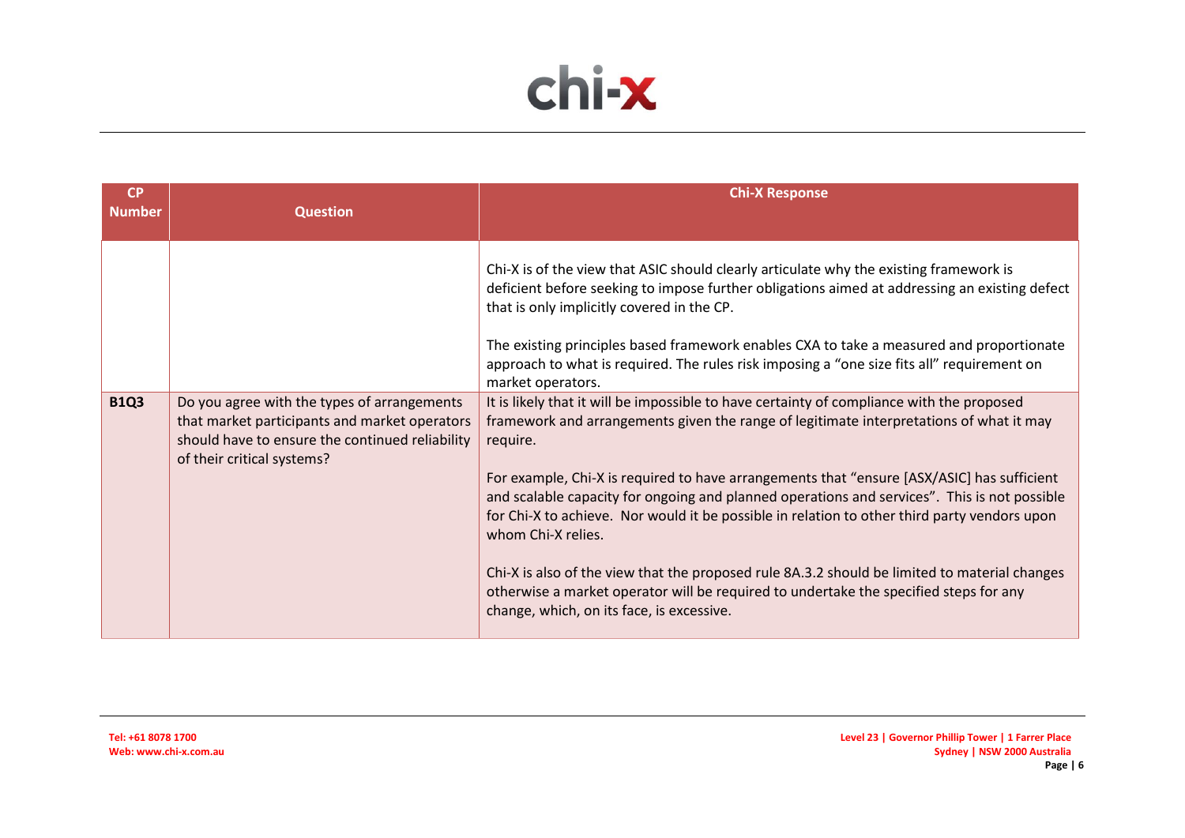| CP Number | Question | Chi-X Response |
| --- | --- | --- |
| | | Chi-X is of the view that ASIC should clearly articulate why the existing framework is deficient before seeking to impose further obligations aimed at addressing an existing defect that is only implicitly covered in the CP.<br><br>The existing principles based framework enables CXA to take a measured and proportionate approach to what is required. The rules risk imposing a "one size fits all" requirement on market operators. |
| **B1Q3** | Do you agree with the types of arrangements that market participants and market operators should have to ensure the continued reliability of their critical systems? | It is likely that it will be impossible to have certainty of compliance with the proposed framework and arrangements given the range of legitimate interpretations of what it may require.<br><br>For example, Chi-X is required to have arrangements that "ensure [ASX/ASIC] has sufficient and scalable capacity for ongoing and planned operations and services". This is not possible for Chi-X to achieve. Nor would it be possible in relation to other third party vendors upon whom Chi-X relies.<br><br>Chi-X is also of the view that the proposed rule 8A.3.2 should be limited to material changes otherwise a market operator will be required to undertake the specified steps for any change, which, on its face, is excessive. |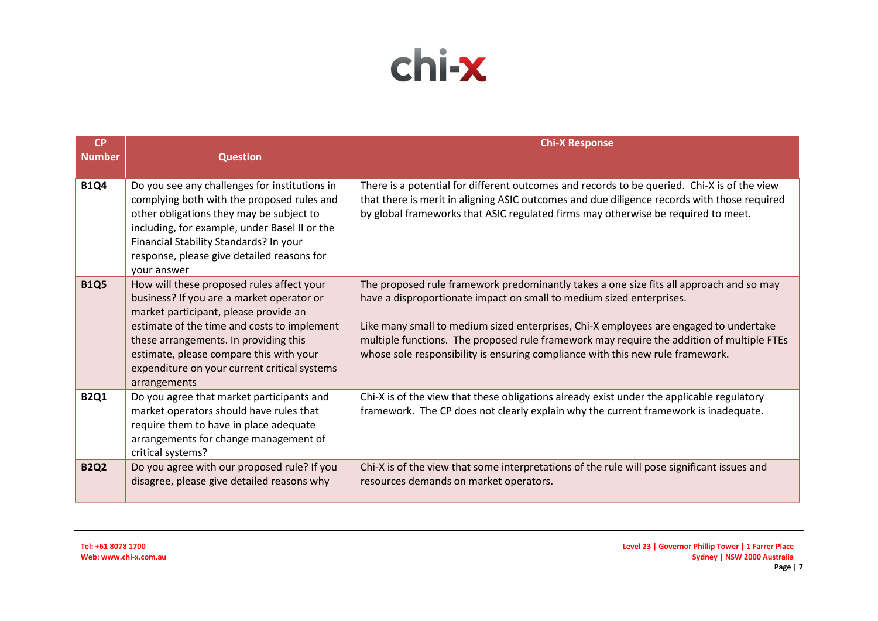| CP Number | Question | Chi-X Response |
|---|---|---|
| **B1Q4** | Do you see any challenges for institutions in complying both with the proposed rules and other obligations they may be subject to including, for example, under Basel II or the Financial Stability Standards? In your response, please give detailed reasons for your answer | There is a potential for different outcomes and records to be queried. Chi-X is of the view that there is merit in aligning ASIC outcomes and due diligence records with those required by global frameworks that ASIC regulated firms may otherwise be required to meet. |
| **B1Q5** | How will these proposed rules affect your business? If you are a market operator or market participant, please provide an estimate of the time and costs to implement these arrangements. In providing this estimate, please compare this with your expenditure on your current critical systems arrangements | The proposed rule framework predominantly takes a one size fits all approach and so may have a disproportionate impact on small to medium sized enterprises.<br><br>Like many small to medium sized enterprises, Chi-X employees are engaged to undertake multiple functions. The proposed rule framework may require the addition of multiple FTEs whose sole responsibility is ensuring compliance with this new rule framework. |
| **B2Q1** | Do you agree that market participants and market operators should have rules that require them to have in place adequate arrangements for change management of critical systems? | Chi-X is of the view that these obligations already exist under the applicable regulatory framework. The CP does not clearly explain why the current framework is inadequate. |
| **B2Q2** | Do you agree with our proposed rule? If you disagree, please give detailed reasons why | Chi-X is of the view that some interpretations of the rule will pose significant issues and resources demands on market operators. |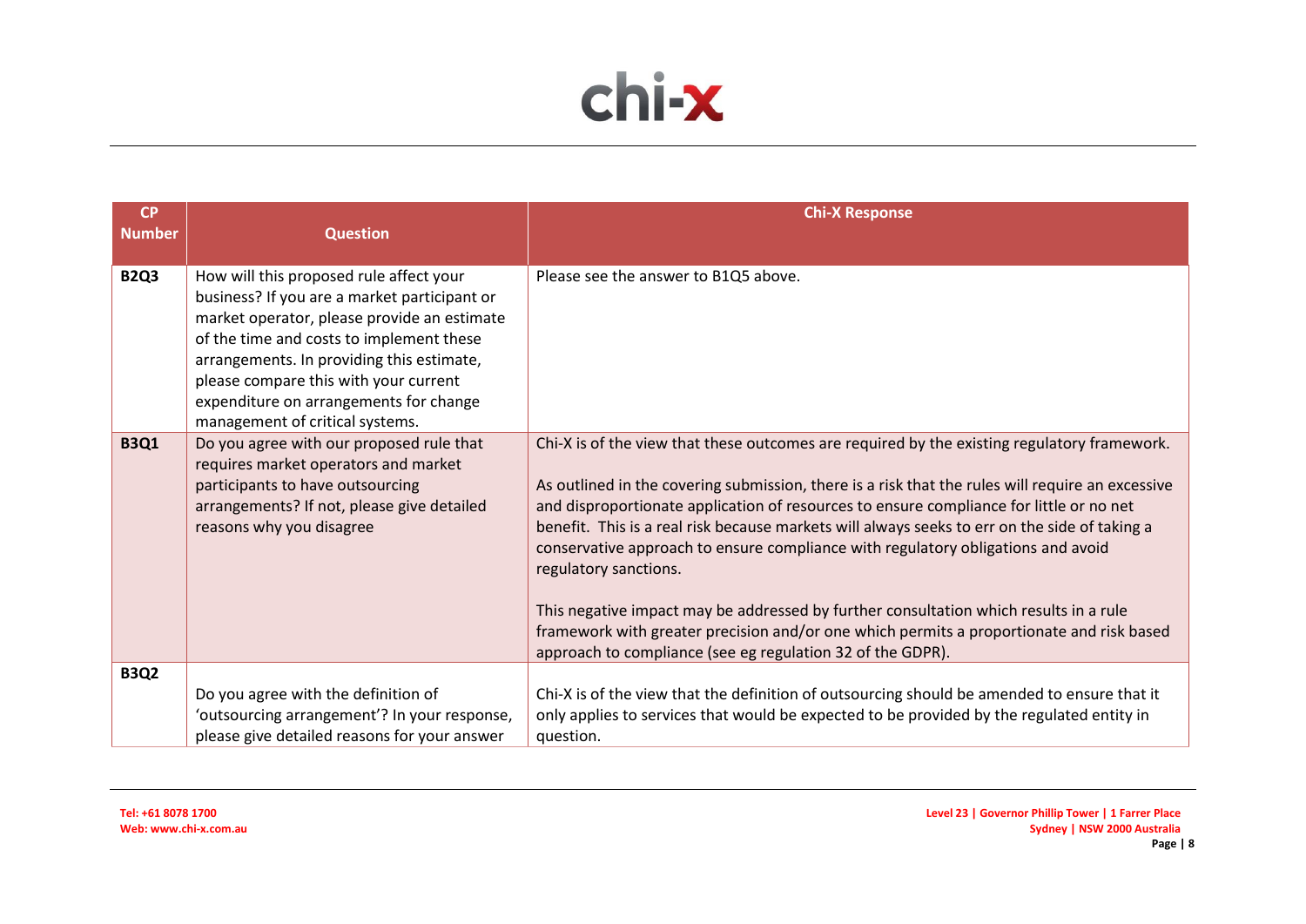| CP Number | Question | Chi-X Response |
|---|---|---|
| **B2Q3** | How will this proposed rule affect your business? If you are a market participant or market operator, please provide an estimate of the time and costs to implement these arrangements. In providing this estimate, please compare this with your current expenditure on arrangements for change management of critical systems. | Please see the answer to B1Q5 above. |
| **B3Q1** | Do you agree with our proposed rule that requires market operators and market participants to have outsourcing arrangements? If not, please give detailed reasons why you disagree | Chi-X is of the view that these outcomes are required by the existing regulatory framework.<br><br>As outlined in the covering submission, there is a risk that the rules will require an excessive and disproportionate application of resources to ensure compliance for little or no net benefit. This is a real risk because markets will always seeks to err on the side of taking a conservative approach to ensure compliance with regulatory obligations and avoid regulatory sanctions.<br><br>This negative impact may be addressed by further consultation which results in a rule framework with greater precision and/or one which permits a proportionate and risk based approach to compliance (see eg regulation 32 of the GDPR). |
| **B3Q2** | Do you agree with the definition of 'outsourcing arrangement'? In your response, please give detailed reasons for your answer | Chi-X is of the view that the definition of outsourcing should be amended to ensure that it only applies to services that would be expected to be provided by the regulated entity in question. |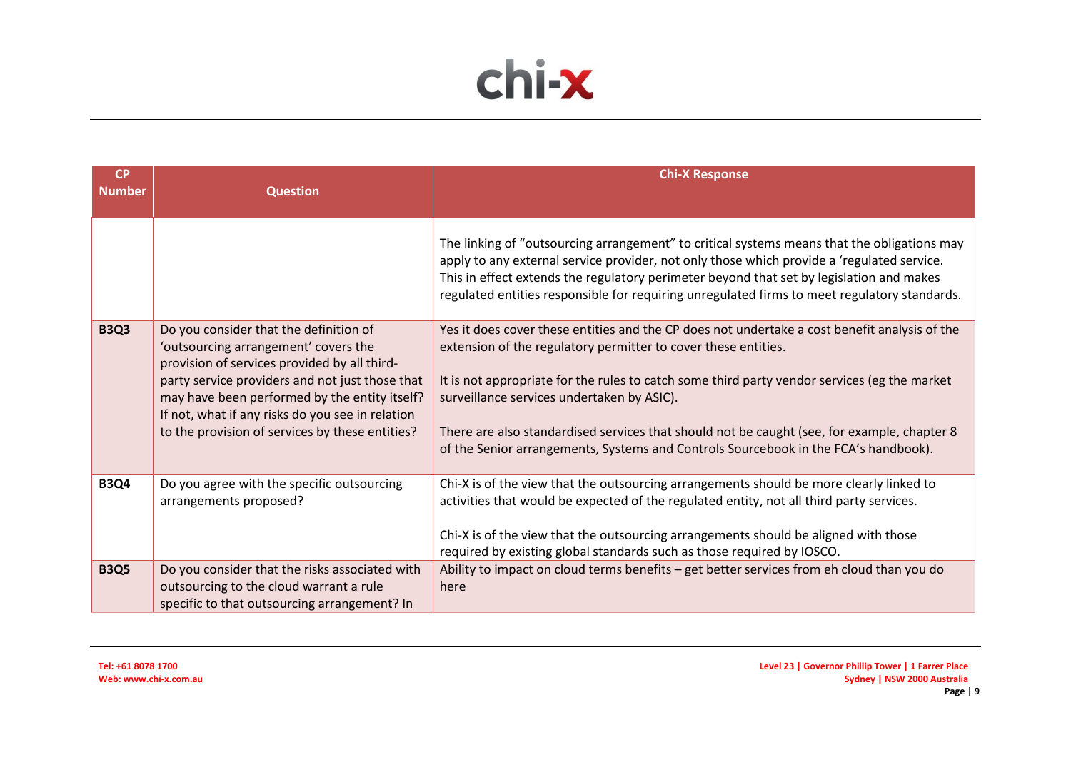| CP Number | Question | Chi-X Response |
| --- | --- | --- |
| | | The linking of "outsourcing arrangement" to critical systems means that the obligations may apply to any external service provider, not only those which provide a 'regulated service. This in effect extends the regulatory perimeter beyond that set by legislation and makes regulated entities responsible for requiring unregulated firms to meet regulatory standards. |
| **B3Q3** | Do you consider that the definition of 'outsourcing arrangement' covers the provision of services provided by all third-party service providers and not just those that may have been performed by the entity itself? If not, what if any risks do you see in relation to the provision of services by these entities? | Yes it does cover these entities and the CP does not undertake a cost benefit analysis of the extension of the regulatory permitter to cover these entities.<br><br>It is not appropriate for the rules to catch some third party vendor services (eg the market surveillance services undertaken by ASIC).<br><br>There are also standardised services that should not be caught (see, for example, chapter 8 of the Senior arrangements, Systems and Controls Sourcebook in the FCA's handbook). |
| **B3Q4** | Do you agree with the specific outsourcing arrangements proposed? | Chi-X is of the view that the outsourcing arrangements should be more clearly linked to activities that would be expected of the regulated entity, not all third party services.<br><br>Chi-X is of the view that the outsourcing arrangements should be aligned with those required by existing global standards such as those required by IOSCO. |
| **B3Q5** | Do you consider that the risks associated with outsourcing to the cloud warrant a rule specific to that outsourcing arrangement? In | Ability to impact on cloud terms benefits – get better services from eh cloud than you do here |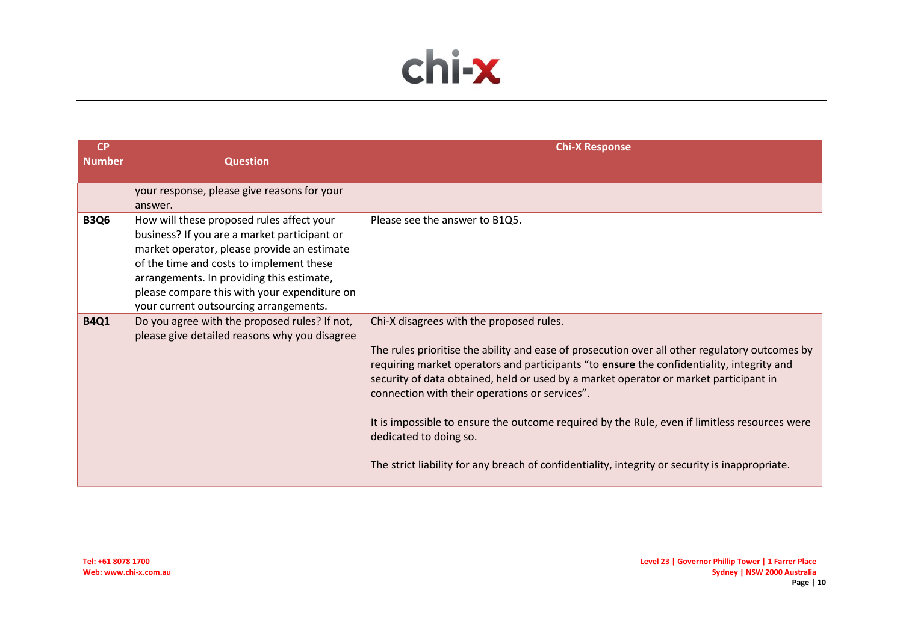| CP Number | Question | Chi-X Response |
|---|---|---|
| | your response, please give reasons for your answer. | |
| **B3Q6** | How will these proposed rules affect your business? If you are a market participant or market operator, please provide an estimate of the time and costs to implement these arrangements. In providing this estimate, please compare this with your expenditure on your current outsourcing arrangements. | Please see the answer to B1Q5. |
| **B4Q1** | Do you agree with the proposed rules? If not, please give detailed reasons why you disagree | Chi-X disagrees with the proposed rules.<br><br>The rules prioritise the ability and ease of prosecution over all other regulatory outcomes by requiring market operators and participants "to **ensure** the confidentiality, integrity and security of data obtained, held or used by a market operator or market participant in connection with their operations or services".<br><br>It is impossible to ensure the outcome required by the Rule, even if limitless resources were dedicated to doing so.<br><br>The strict liability for any breach of confidentiality, integrity or security is inappropriate. |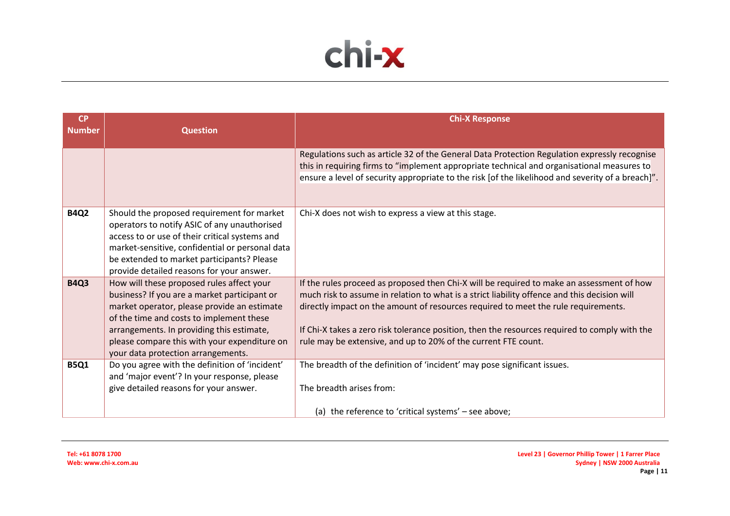| CP Number | Question | Chi-X Response |
| --- | --- | --- |
| | | Regulations such as article 32 of the General Data Protection Regulation expressly recognise this in requiring firms to "implement appropriate technical and organisational measures to ensure a level of security appropriate to the risk [of the likelihood and severity of a breach]". |
| **B4Q2** | Should the proposed requirement for market operators to notify ASIC of any unauthorised access to or use of their critical systems and market-sensitive, confidential or personal data be extended to market participants? Please provide detailed reasons for your answer. | Chi-X does not wish to express a view at this stage. |
| **B4Q3** | How will these proposed rules affect your business? If you are a market participant or market operator, please provide an estimate of the time and costs to implement these arrangements. In providing this estimate, please compare this with your expenditure on your data protection arrangements. | If the rules proceed as proposed then Chi-X will be required to make an assessment of how much risk to assume in relation to what is a strict liability offence and this decision will directly impact on the amount of resources required to meet the rule requirements.<br><br>If Chi-X takes a zero risk tolerance position, then the resources required to comply with the rule may be extensive, and up to 20% of the current FTE count. |
| **B5Q1** | Do you agree with the definition of 'incident' and 'major event'? In your response, please give detailed reasons for your answer. | The breadth of the definition of 'incident' may pose significant issues.<br><br>The breadth arises from:<br><br>(a) the reference to 'critical systems' – see above; |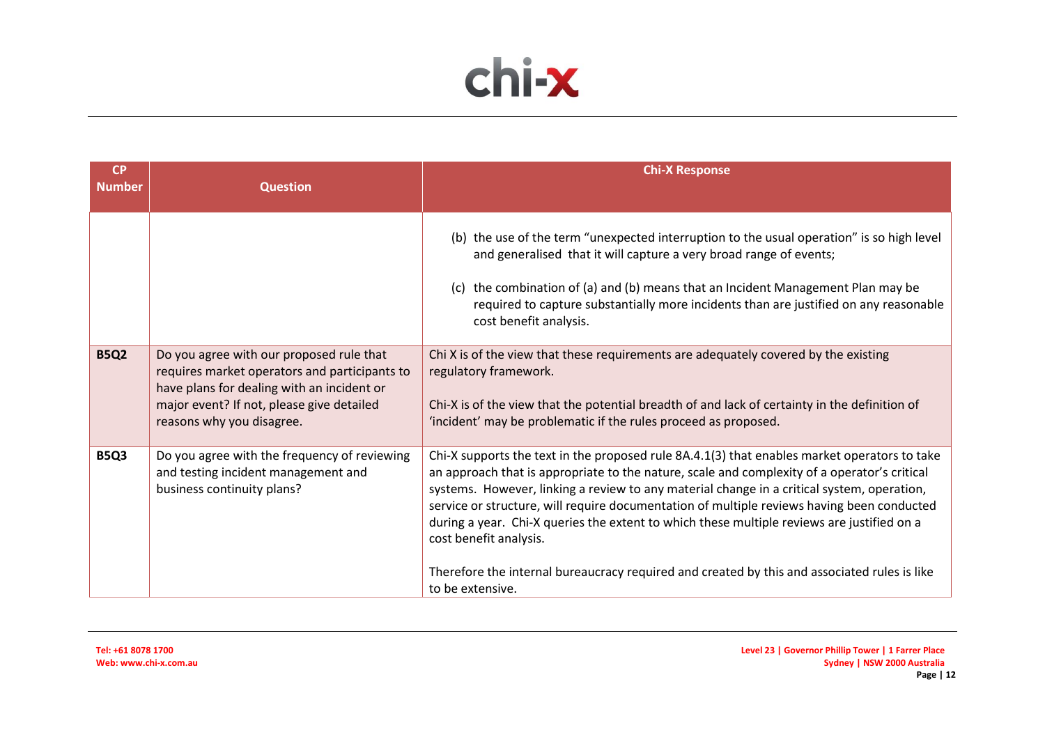| CP Number | Question | Chi-X Response |
|---|---|---|
| | | (b) the use of the term "unexpected interruption to the usual operation" is so high level and generalised that it will capture a very broad range of events;<br><br>(c) the combination of (a) and (b) means that an Incident Management Plan may be required to capture substantially more incidents than are justified on any reasonable cost benefit analysis. |
| **B5Q2** | Do you agree with our proposed rule that requires market operators and participants to have plans for dealing with an incident or major event? If not, please give detailed reasons why you disagree. | Chi X is of the view that these requirements are adequately covered by the existing regulatory framework.<br><br>Chi-X is of the view that the potential breadth of and lack of certainty in the definition of 'incident' may be problematic if the rules proceed as proposed. |
| **B5Q3** | Do you agree with the frequency of reviewing and testing incident management and business continuity plans? | Chi-X supports the text in the proposed rule 8A.4.1(3) that enables market operators to take an approach that is appropriate to the nature, scale and complexity of a operator's critical systems. However, linking a review to any material change in a critical system, operation, service or structure, will require documentation of multiple reviews having been conducted during a year. Chi-X queries the extent to which these multiple reviews are justified on a cost benefit analysis.<br><br>Therefore the internal bureaucracy required and created by this and associated rules is like to be extensive. |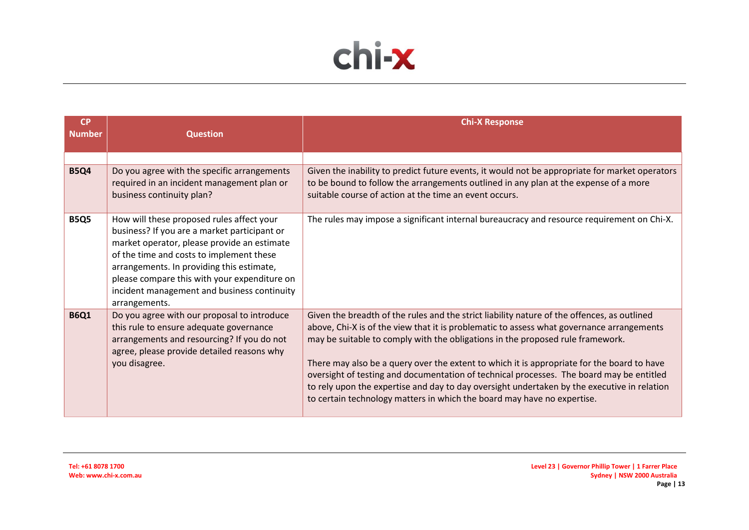| CP Number | Question | Chi-X Response |
|---|---|---|
| | | |
| **B5Q4** | Do you agree with the specific arrangements required in an incident management plan or business continuity plan? | Given the inability to predict future events, it would not be appropriate for market operators to be bound to follow the arrangements outlined in any plan at the expense of a more suitable course of action at the time an event occurs. |
| **B5Q5** | How will these proposed rules affect your business? If you are a market participant or market operator, please provide an estimate of the time and costs to implement these arrangements. In providing this estimate, please compare this with your expenditure on incident management and business continuity arrangements. | The rules may impose a significant internal bureaucracy and resource requirement on Chi-X. |
| **B6Q1** | Do you agree with our proposal to introduce this rule to ensure adequate governance arrangements and resourcing? If you do not agree, please provide detailed reasons why you disagree. | Given the breadth of the rules and the strict liability nature of the offences, as outlined above, Chi-X is of the view that it is problematic to assess what governance arrangements may be suitable to comply with the obligations in the proposed rule framework.<br><br>There may also be a query over the extent to which it is appropriate for the board to have oversight of testing and documentation of technical processes. The board may be entitled to rely upon the expertise and day to day oversight undertaken by the executive in relation to certain technology matters in which the board may have no expertise. |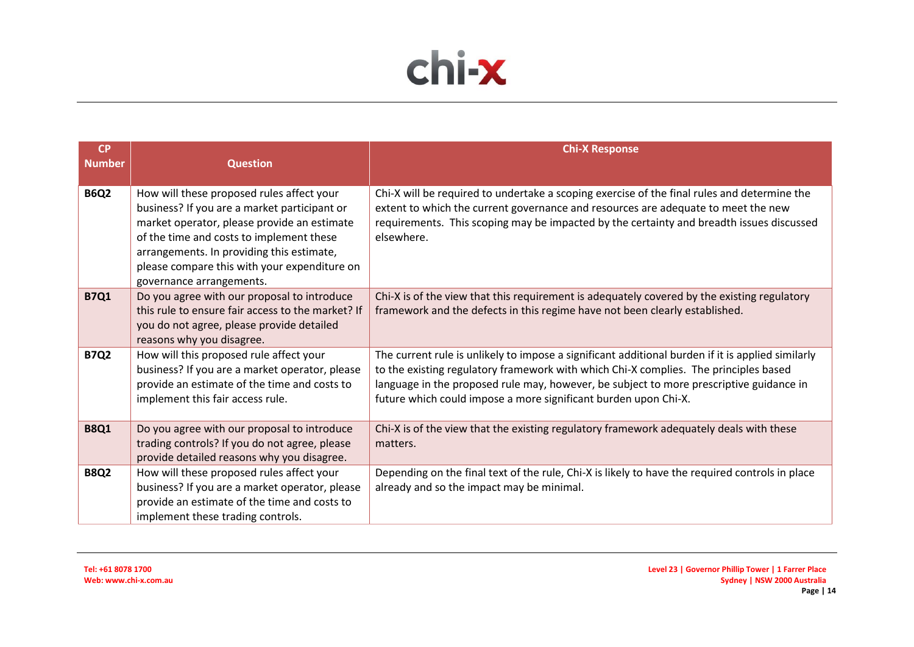| CP Number | Question | Chi-X Response |
| --- | --- | --- |
| **B6Q2** | How will these proposed rules affect your business? If you are a market participant or market operator, please provide an estimate of the time and costs to implement these arrangements. In providing this estimate, please compare this with your expenditure on governance arrangements. | Chi-X will be required to undertake a scoping exercise of the final rules and determine the extent to which the current governance and resources are adequate to meet the new requirements. This scoping may be impacted by the certainty and breadth issues discussed elsewhere. |
| **B7Q1** | Do you agree with our proposal to introduce this rule to ensure fair access to the market? If you do not agree, please provide detailed reasons why you disagree. | Chi-X is of the view that this requirement is adequately covered by the existing regulatory framework and the defects in this regime have not been clearly established. |
| **B7Q2** | How will this proposed rule affect your business? If you are a market operator, please provide an estimate of the time and costs to implement this fair access rule. | The current rule is unlikely to impose a significant additional burden if it is applied similarly to the existing regulatory framework with which Chi-X complies. The principles based language in the proposed rule may, however, be subject to more prescriptive guidance in future which could impose a more significant burden upon Chi-X. |
| **B8Q1** | Do you agree with our proposal to introduce trading controls? If you do not agree, please provide detailed reasons why you disagree. | Chi-X is of the view that the existing regulatory framework adequately deals with these matters. |
| **B8Q2** | How will these proposed rules affect your business? If you are a market operator, please provide an estimate of the time and costs to implement these trading controls. | Depending on the final text of the rule, Chi-X is likely to have the required controls in place already and so the impact may be minimal. |